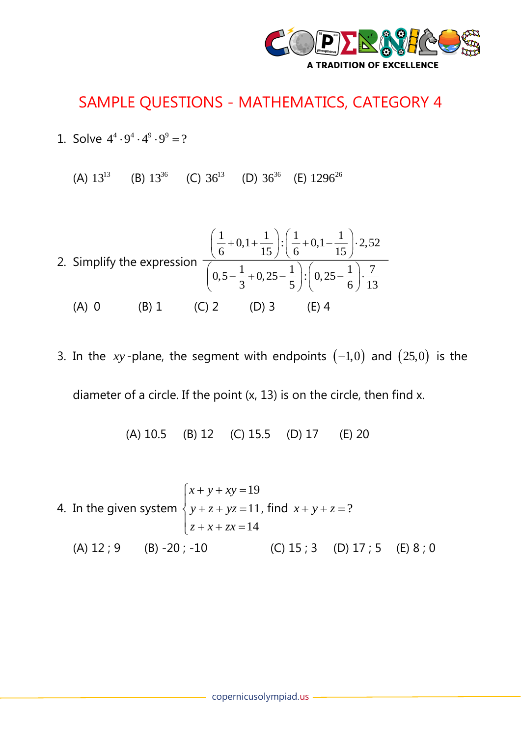A TRADITION OF EXCELLENCE

# SAMPLE QUESTIONS - MATHEMATICS, CATEGORY 4

1. Solve $4^4 \cdot 9^4 \cdot 4^9 \cdot 9^9 = ?$

   (A) $13^{13}$ (B) $13^{36}$ (C) $36^{13}$ (D) $36^{36}$ (E) $1296^{26}$

2. Simplify the expression $\dfrac{\left(\dfrac{1}{6}+0,1+\dfrac{1}{15}\right):\left(\dfrac{1}{6}+0,1-\dfrac{1}{15}\right)\cdot 2,52}{\left(0,5-\dfrac{1}{3}+0,25-\dfrac{1}{5}\right):\left(0,25-\dfrac{1}{6}\right)\cdot\dfrac{7}{13}}$

   (A) 0 (B) 1 (C) 2 (D) 3 (E) 4

3. In the $xy$-plane, the segment with endpoints $(-1,0)$ and $(25,0)$ is the diameter of a circle. If the point (x, 13) is on the circle, then find x.

   (A) 10.5 (B) 12 (C) 15.5 (D) 17 (E) 20

4. In the given system $\begin{cases} x+y+xy=19 \\ y+z+yz=11 \\ z+x+zx=14 \end{cases}$, find $x+y+z=?$

   (A) 12 ; 9 (B) -20 ; -10 (C) 15 ; 3 (D) 17 ; 5 (E) 8 ; 0

copernicusolympiad.us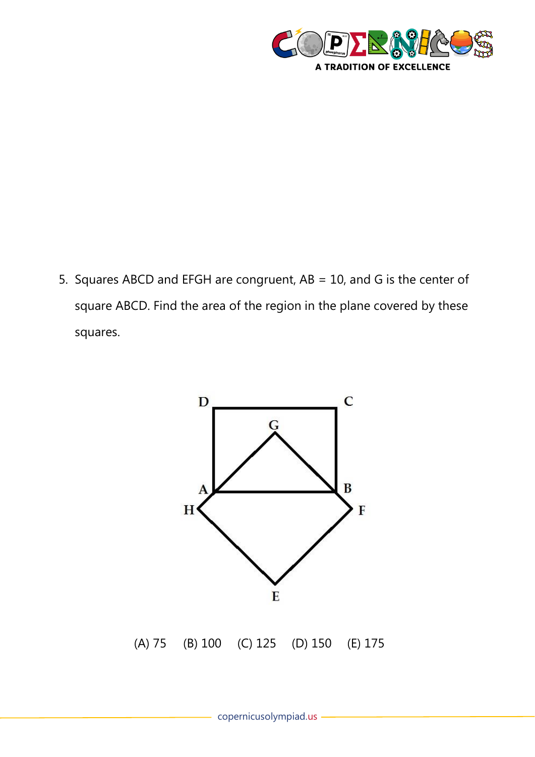5. Squares ABCD and EFGH are congruent, AB = 10, and G is the center of square ABCD. Find the area of the region in the plane covered by these squares.

(A) 75  (B) 100  (C) 125  (D) 150  (E) 175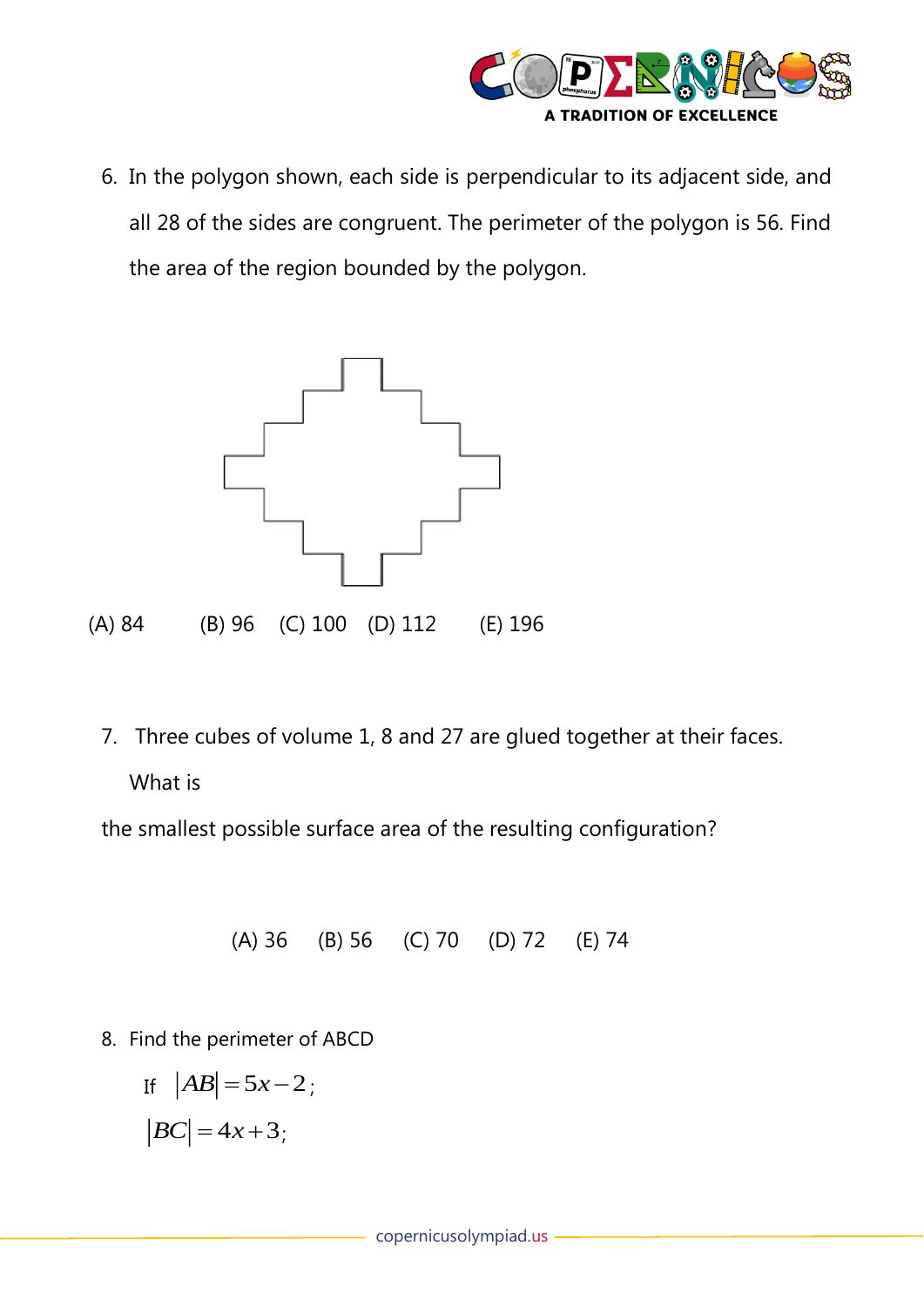6. In the polygon shown, each side is perpendicular to its adjacent side, and all 28 of the sides are congruent. The perimeter of the polygon is 56. Find the area of the region bounded by the polygon.

(A) 84 (B) 96 (C) 100 (D) 112 (E) 196

7. Three cubes of volume 1, 8 and 27 are glued together at their faces. What is

the smallest possible surface area of the resulting configuration?

(A) 36 (B) 56 (C) 70 (D) 72 (E) 74

8. Find the perimeter of ABCD

If $|AB| = 5x - 2$;

$|BC| = 4x + 3$;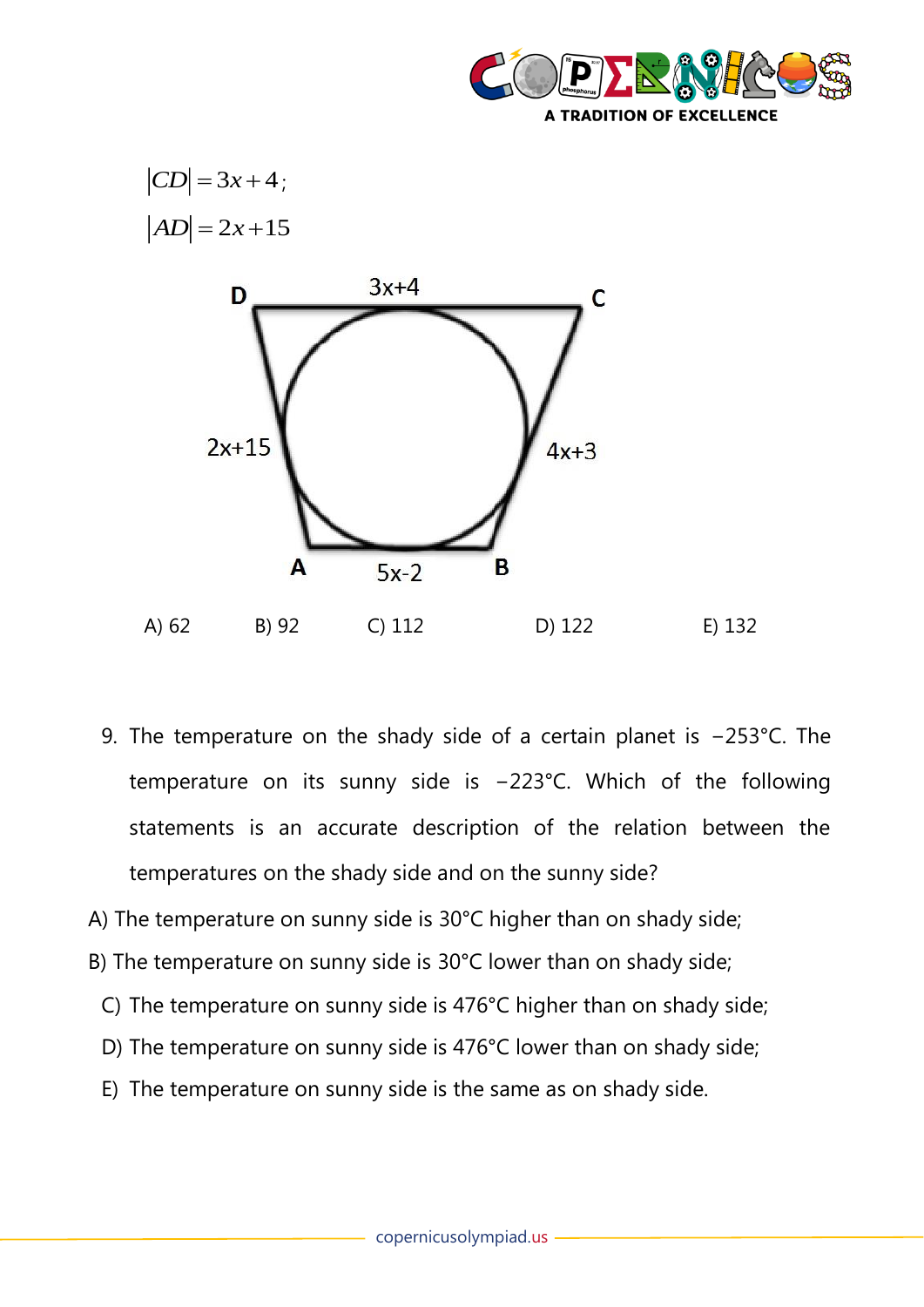$|CD| = 3x + 4$;

$|AD| = 2x + 15$

A) 62 B) 92 C) 112 D) 122 E) 132

9. The temperature on the shady side of a certain planet is −253°C. The temperature on its sunny side is −223°C. Which of the following statements is an accurate description of the relation between the temperatures on the shady side and on the sunny side?

A) The temperature on sunny side is 30°C higher than on shady side;

B) The temperature on sunny side is 30°C lower than on shady side;

C) The temperature on sunny side is 476°C higher than on shady side;

D) The temperature on sunny side is 476°C lower than on shady side;

E) The temperature on sunny side is the same as on shady side.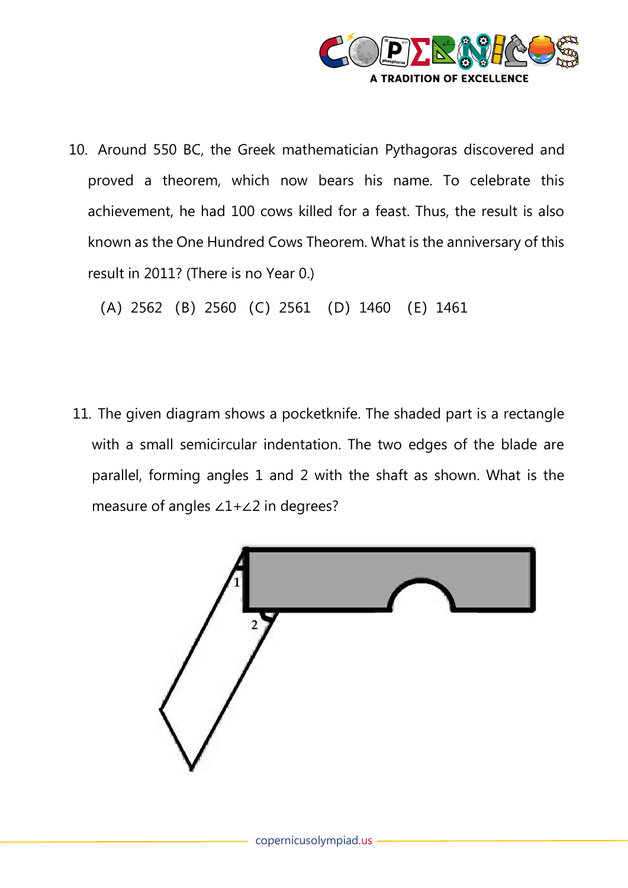10. Around 550 BC, the Greek mathematician Pythagoras discovered and proved a theorem, which now bears his name. To celebrate this achievement, he had 100 cows killed for a feast. Thus, the result is also known as the One Hundred Cows Theorem. What is the anniversary of this result in 2011? (There is no Year 0.)

    (A) 2562 (B) 2560 (C) 2561 (D) 1460 (E) 1461

11. The given diagram shows a pocketknife. The shaded part is a rectangle with a small semicircular indentation. The two edges of the blade are parallel, forming angles 1 and 2 with the shaft as shown. What is the measure of angles $\angle 1 + \angle 2$ in degrees?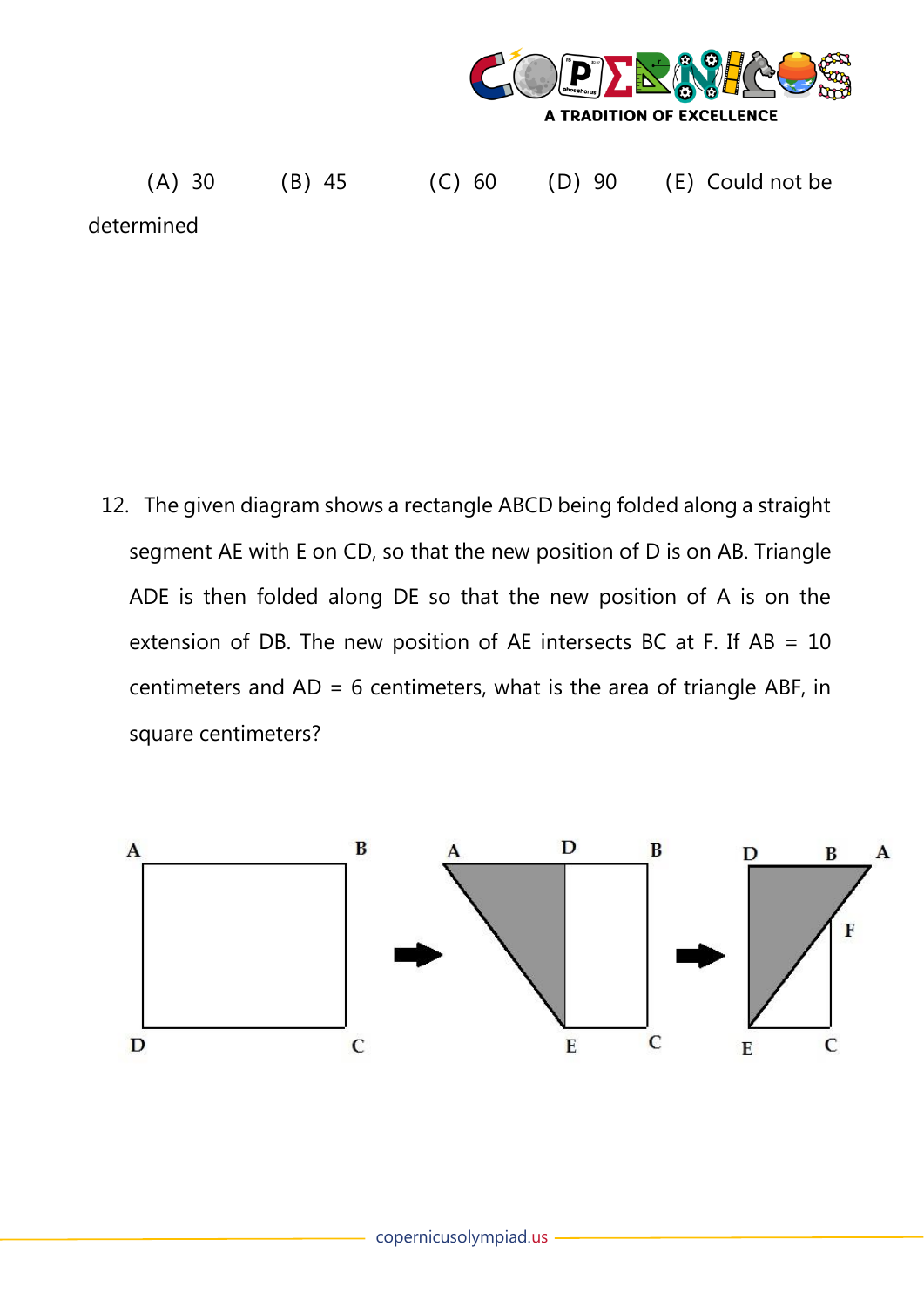(A) 30 (B) 45 (C) 60 (D) 90 (E) Could not be determined

12. The given diagram shows a rectangle ABCD being folded along a straight segment AE with E on CD, so that the new position of D is on AB. Triangle ADE is then folded along DE so that the new position of A is on the extension of DB. The new position of AE intersects BC at F. If AB = 10 centimeters and AD = 6 centimeters, what is the area of triangle ABF, in square centimeters?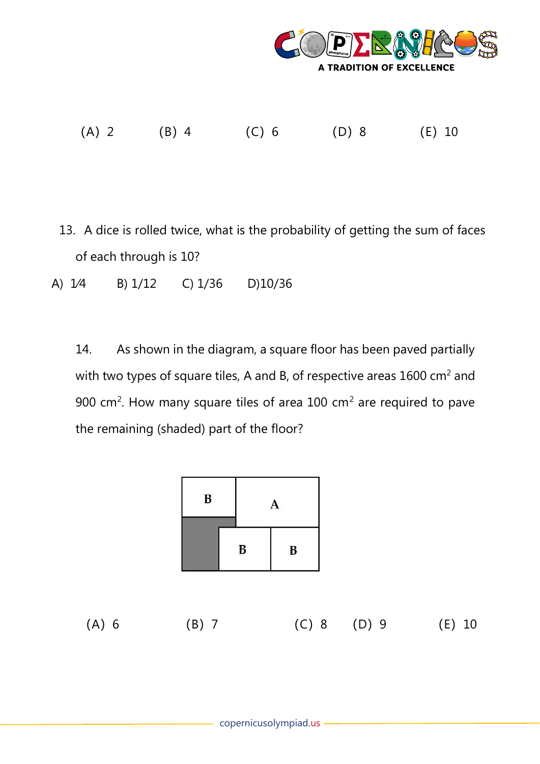(A) 2 (B) 4 (C) 6 (D) 8 (E) 10

13. A dice is rolled twice, what is the probability of getting the sum of faces of each through is 10?

A) 1⁄4 B) 1/12 C) 1/36 D)10/36

14. As shown in the diagram, a square floor has been paved partially with two types of square tiles, A and B, of respective areas 1600 cm$^2$ and 900 cm$^2$. How many square tiles of area 100 cm$^2$ are required to pave the remaining (shaded) part of the floor?

(A) 6 (B) 7 (C) 8 (D) 9 (E) 10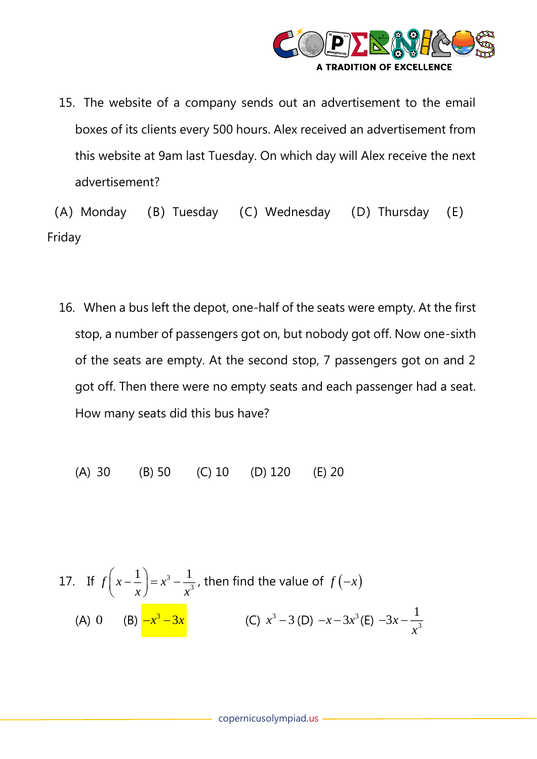15. The website of a company sends out an advertisement to the email boxes of its clients every 500 hours. Alex received an advertisement from this website at 9am last Tuesday. On which day will Alex receive the next advertisement?

(A) Monday (B) Tuesday (C) Wednesday (D) Thursday (E) Friday

16. When a bus left the depot, one-half of the seats were empty. At the first stop, a number of passengers got on, but nobody got off. Now one-sixth of the seats are empty. At the second stop, 7 passengers got on and 2 got off. Then there were no empty seats and each passenger had a seat. How many seats did this bus have?

(A) 30 (B) 50 (C) 10 (D) 120 (E) 20

17. If $f\left(x-\frac{1}{x}\right)=x^3-\frac{1}{x^3}$, then find the value of $f(-x)$

(A) $0$ (B) $-x^3-3x$ (C) $x^3-3$ (D) $-x-3x^3$ (E) $-3x-\frac{1}{x^3}$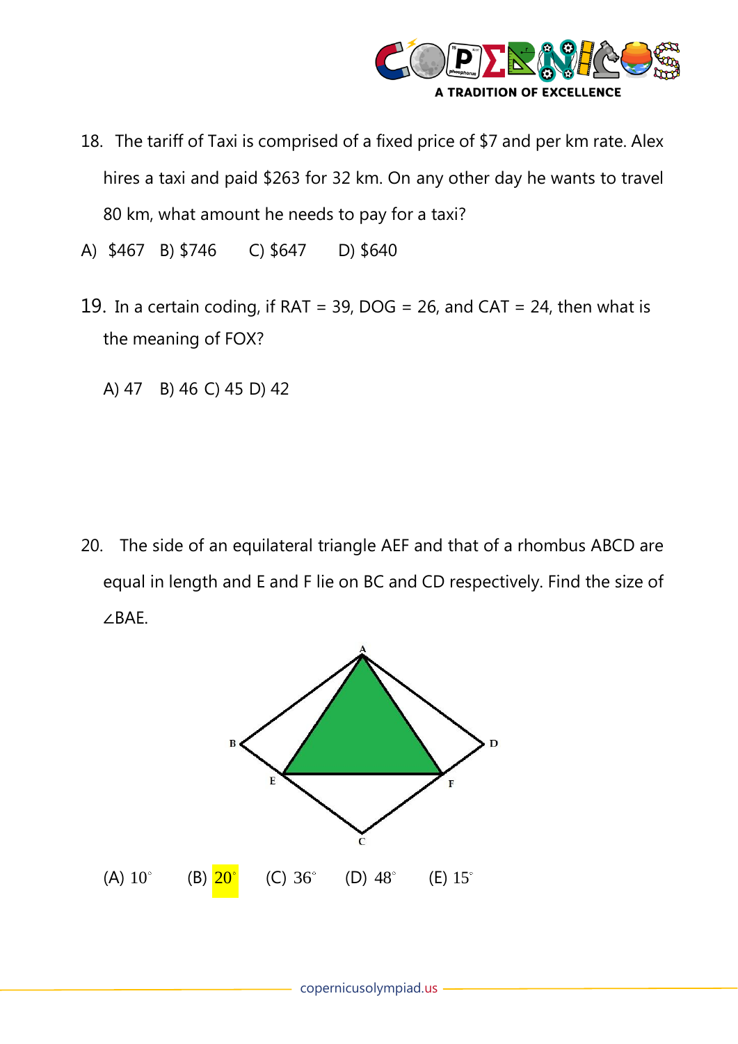18. The tariff of Taxi is comprised of a fixed price of $7 and per km rate. Alex hires a taxi and paid $263 for 32 km. On any other day he wants to travel 80 km, what amount he needs to pay for a taxi?

A) $467 B) $746 C) $647 D) $640

19. In a certain coding, if RAT = 39, DOG = 26, and CAT = 24, then what is the meaning of FOX?

A) 47 B) 46 C) 45 D) 42

20. The side of an equilateral triangle AEF and that of a rhombus ABCD are equal in length and E and F lie on BC and CD respectively. Find the size of ∠BAE.

(A) $10^{\circ}$ (B) $20^{\circ}$ (C) $36^{\circ}$ (D) $48^{\circ}$ (E) $15^{\circ}$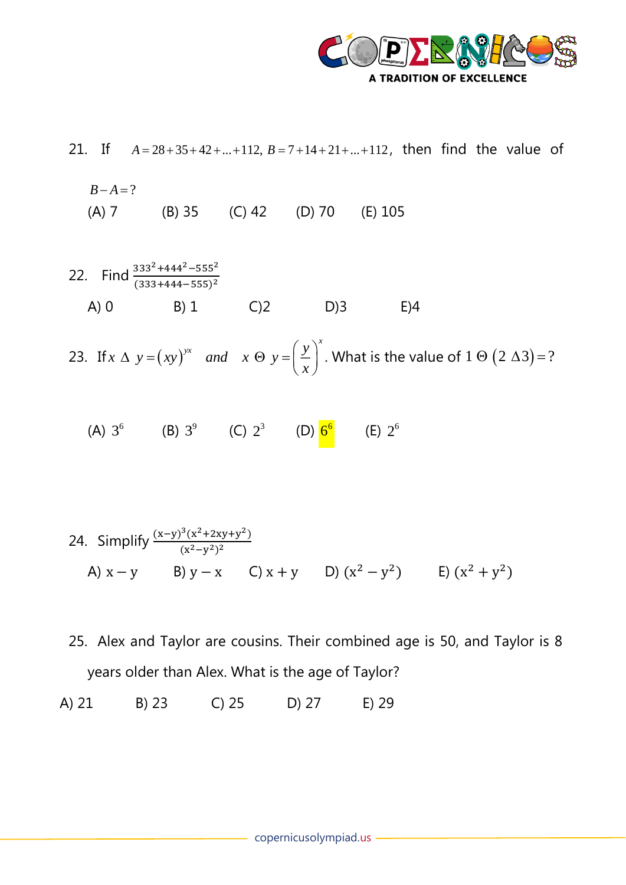21. If $A = 28 + 35 + 42 + ... + 112$, $B = 7 + 14 + 21 + ... + 112$, then find the value of $B - A = ?$

(A) 7 (B) 35 (C) 42 (D) 70 (E) 105

22. Find $\frac{333^2 + 444^2 - 555^2}{(333 + 444 - 555)^2}$

A) 0 B) 1 C)2 D)3 E)4

23. If $x \,\Delta\, y = (xy)^{yx}$ and $x \,\Theta\, y = \left(\frac{y}{x}\right)^x$. What is the value of $1 \,\Theta\, (2 \,\Delta 3) = ?$

(A) $3^6$ (B) $3^9$ (C) $2^3$ (D) $6^6$ (E) $2^6$

24. Simplify $\frac{(x-y)^3(x^2+2xy+y^2)}{(x^2-y^2)^2}$

A) $x - y$ B) $y - x$ C) $x + y$ D) $(x^2 - y^2)$ E) $(x^2 + y^2)$

25. Alex and Taylor are cousins. Their combined age is 50, and Taylor is 8 years older than Alex. What is the age of Taylor?

A) 21 B) 23 C) 25 D) 27 E) 29